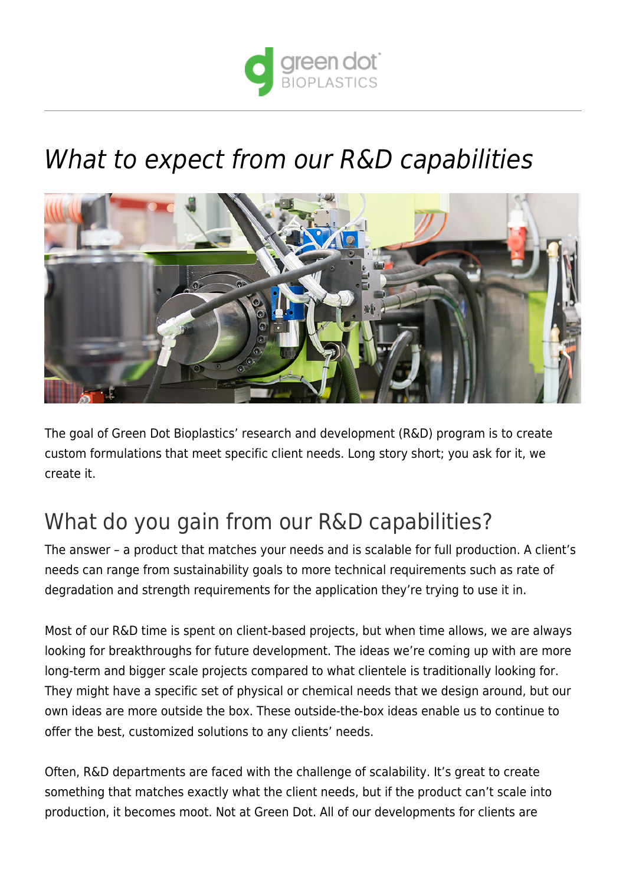# *What to expect from our R&D capabilities*

The goal of Green Dot Bioplastics' research and development (R&D) program is to create custom formulations that meet specific client needs. Long story short; you ask for it, we create it.

## What do you gain from our R&D capabilities?

The answer – a product that matches your needs and is scalable for full production. A client's needs can range from sustainability goals to more technical requirements such as rate of degradation and strength requirements for the application they're trying to use it in.

Most of our R&D time is spent on client-based projects, but when time allows, we are always looking for breakthroughs for future development. The ideas we're coming up with are more long-term and bigger scale projects compared to what clientele is traditionally looking for. They might have a specific set of physical or chemical needs that we design around, but our own ideas are more outside the box. These outside-the-box ideas enable us to continue to offer the best, customized solutions to any clients' needs.

Often, R&D departments are faced with the challenge of scalability. It's great to create something that matches exactly what the client needs, but if the product can't scale into production, it becomes moot. Not at Green Dot. All of our developments for clients are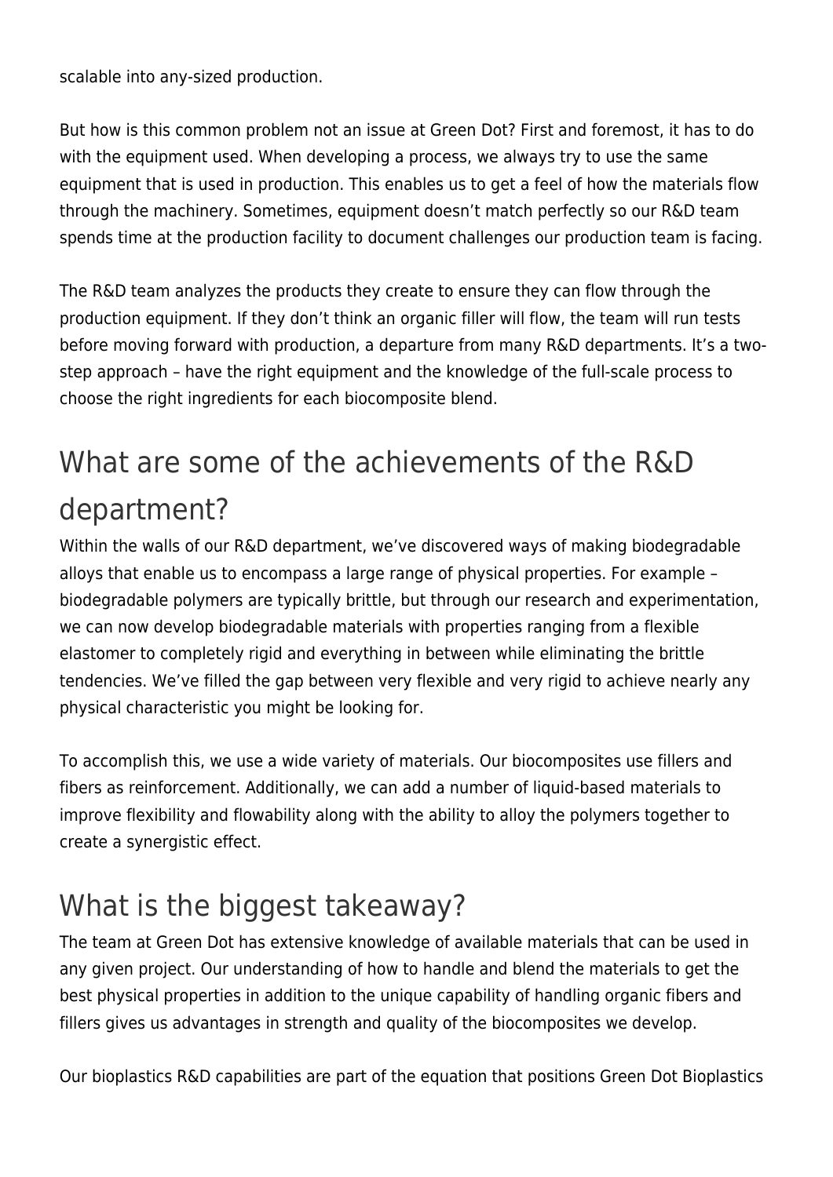scalable into any-sized production.

But how is this common problem not an issue at Green Dot? First and foremost, it has to do with the equipment used. When developing a process, we always try to use the same equipment that is used in production. This enables us to get a feel of how the materials flow through the machinery. Sometimes, equipment doesn't match perfectly so our R&D team spends time at the production facility to document challenges our production team is facing.

The R&D team analyzes the products they create to ensure they can flow through the production equipment. If they don't think an organic filler will flow, the team will run tests before moving forward with production, a departure from many R&D departments. It's a two-step approach – have the right equipment and the knowledge of the full-scale process to choose the right ingredients for each biocomposite blend.

## What are some of the achievements of the R&D department?

Within the walls of our R&D department, we've discovered ways of making biodegradable alloys that enable us to encompass a large range of physical properties. For example – biodegradable polymers are typically brittle, but through our research and experimentation, we can now develop biodegradable materials with properties ranging from a flexible elastomer to completely rigid and everything in between while eliminating the brittle tendencies. We've filled the gap between very flexible and very rigid to achieve nearly any physical characteristic you might be looking for.

To accomplish this, we use a wide variety of materials. Our biocomposites use fillers and fibers as reinforcement. Additionally, we can add a number of liquid-based materials to improve flexibility and flowability along with the ability to alloy the polymers together to create a synergistic effect.

## What is the biggest takeaway?

The team at Green Dot has extensive knowledge of available materials that can be used in any given project. Our understanding of how to handle and blend the materials to get the best physical properties in addition to the unique capability of handling organic fibers and fillers gives us advantages in strength and quality of the biocomposites we develop.

Our bioplastics R&D capabilities are part of the equation that positions Green Dot Bioplastics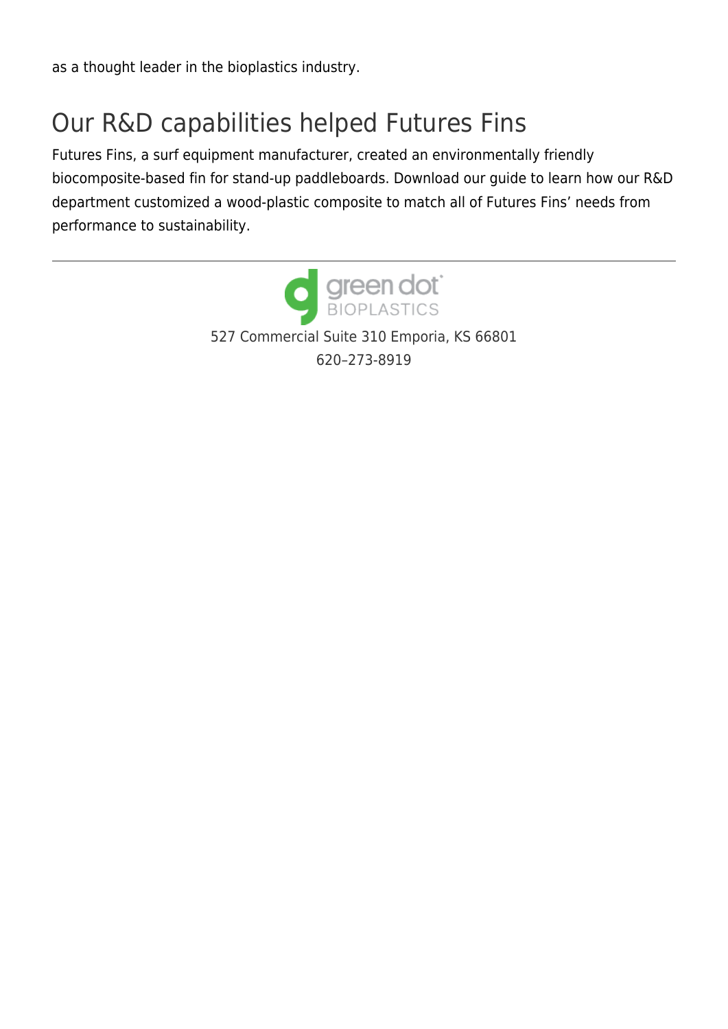as a thought leader in the bioplastics industry.

## Our R&D capabilities helped Futures Fins

Futures Fins, a surf equipment manufacturer, created an environmentally friendly biocomposite-based fin for stand-up paddleboards. Download our guide to learn how our R&D department customized a wood-plastic composite to match all of Futures Fins' needs from performance to sustainability.

---

green dot BIOPLASTICS

527 Commercial Suite 310 Emporia, KS 66801

620–273-8919